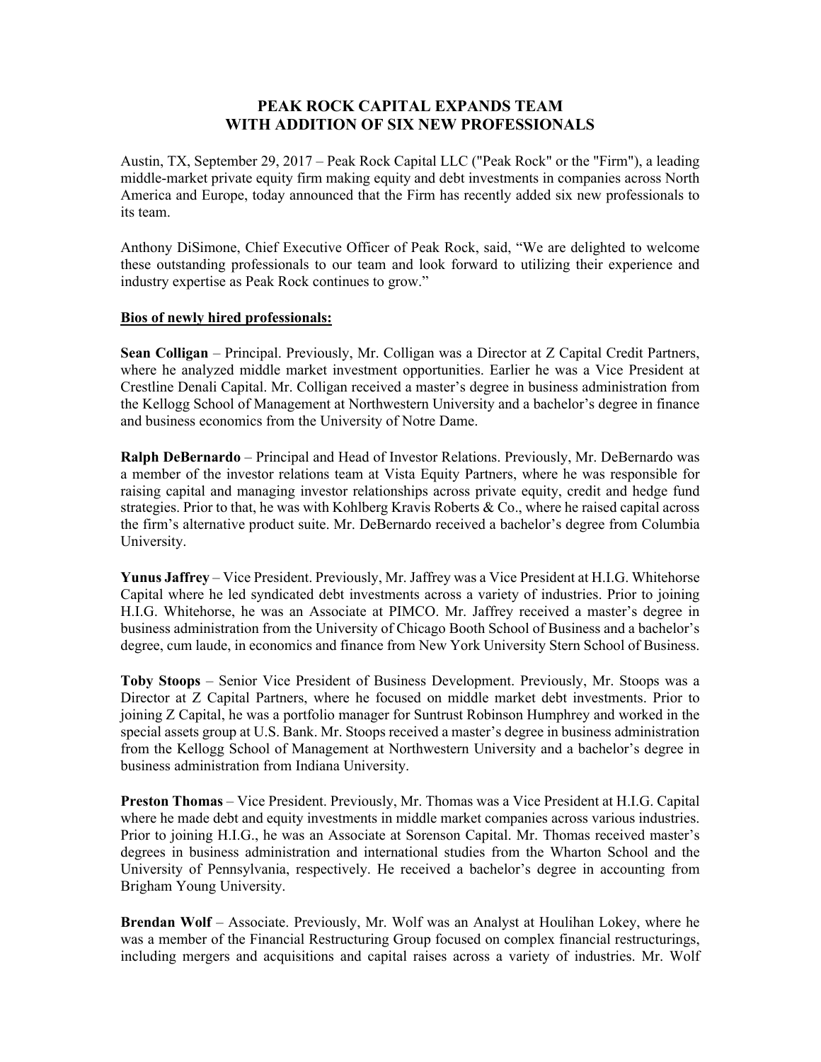# PEAK ROCK CAPITAL EXPANDS TEAM WITH ADDITION OF SIX NEW PROFESSIONALS

Austin, TX, September 29, 2017 – Peak Rock Capital LLC ("Peak Rock" or the "Firm"), a leading middle-market private equity firm making equity and debt investments in companies across North America and Europe, today announced that the Firm has recently added six new professionals to its team.

Anthony DiSimone, Chief Executive Officer of Peak Rock, said, "We are delighted to welcome these outstanding professionals to our team and look forward to utilizing their experience and industry expertise as Peak Rock continues to grow."

**Bios of newly hired professionals:**

**Sean Colligan** – Principal. Previously, Mr. Colligan was a Director at Z Capital Credit Partners, where he analyzed middle market investment opportunities. Earlier he was a Vice President at Crestline Denali Capital. Mr. Colligan received a master's degree in business administration from the Kellogg School of Management at Northwestern University and a bachelor's degree in finance and business economics from the University of Notre Dame.

**Ralph DeBernardo** – Principal and Head of Investor Relations. Previously, Mr. DeBernardo was a member of the investor relations team at Vista Equity Partners, where he was responsible for raising capital and managing investor relationships across private equity, credit and hedge fund strategies. Prior to that, he was with Kohlberg Kravis Roberts & Co., where he raised capital across the firm's alternative product suite. Mr. DeBernardo received a bachelor's degree from Columbia University.

**Yunus Jaffrey** – Vice President. Previously, Mr. Jaffrey was a Vice President at H.I.G. Whitehorse Capital where he led syndicated debt investments across a variety of industries. Prior to joining H.I.G. Whitehorse, he was an Associate at PIMCO. Mr. Jaffrey received a master's degree in business administration from the University of Chicago Booth School of Business and a bachelor's degree, cum laude, in economics and finance from New York University Stern School of Business.

**Toby Stoops** – Senior Vice President of Business Development. Previously, Mr. Stoops was a Director at Z Capital Partners, where he focused on middle market debt investments. Prior to joining Z Capital, he was a portfolio manager for Suntrust Robinson Humphrey and worked in the special assets group at U.S. Bank. Mr. Stoops received a master's degree in business administration from the Kellogg School of Management at Northwestern University and a bachelor's degree in business administration from Indiana University.

**Preston Thomas** – Vice President. Previously, Mr. Thomas was a Vice President at H.I.G. Capital where he made debt and equity investments in middle market companies across various industries. Prior to joining H.I.G., he was an Associate at Sorenson Capital. Mr. Thomas received master's degrees in business administration and international studies from the Wharton School and the University of Pensylvania, respectively. He received a bachelor's degree in accounting from Brigham Young University.

**Brendan Wolf** – Associate. Previously, Mr. Wolf was an Analyst at Houlihan Lokey, where he was a member of the Financial Restructuring Group focused on complex financial restructurings, including mergers and acquisitions and capital raises across a variety of industries. Mr. Wolf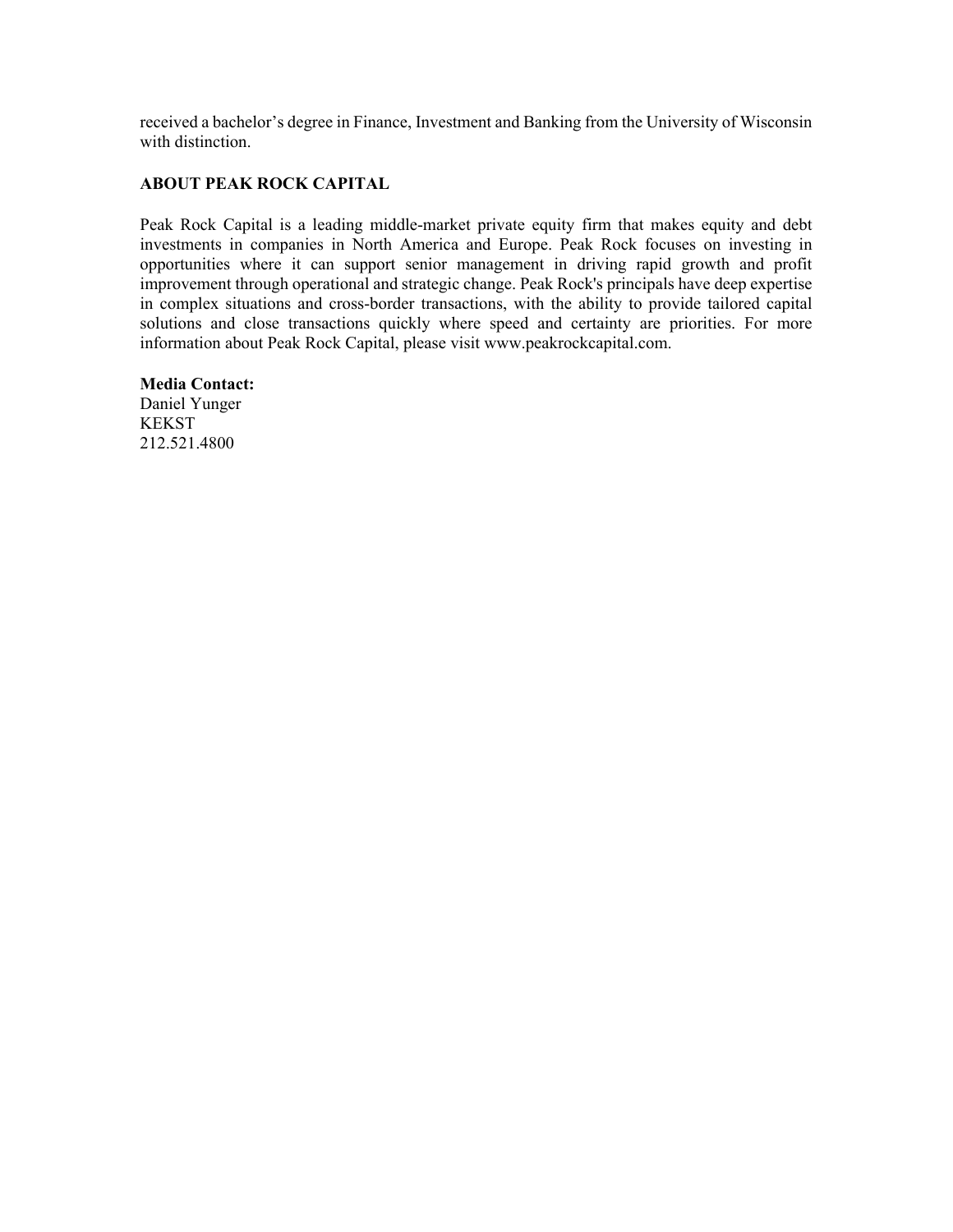received a bachelor's degree in Finance, Investment and Banking from the University of Wisconsin with distinction.

**ABOUT PEAK ROCK CAPITAL**

Peak Rock Capital is a leading middle-market private equity firm that makes equity and debt investments in companies in North America and Europe. Peak Rock focuses on investing in opportunities where it can support senior management in driving rapid growth and profit improvement through operational and strategic change. Peak Rock's principals have deep expertise in complex situations and cross-border transactions, with the ability to provide tailored capital solutions and close transactions quickly where speed and certainty are priorities. For more information about Peak Rock Capital, please visit www.peakrockcapital.com.

**Media Contact:**
Daniel Yunger
KEKST
212.521.4800